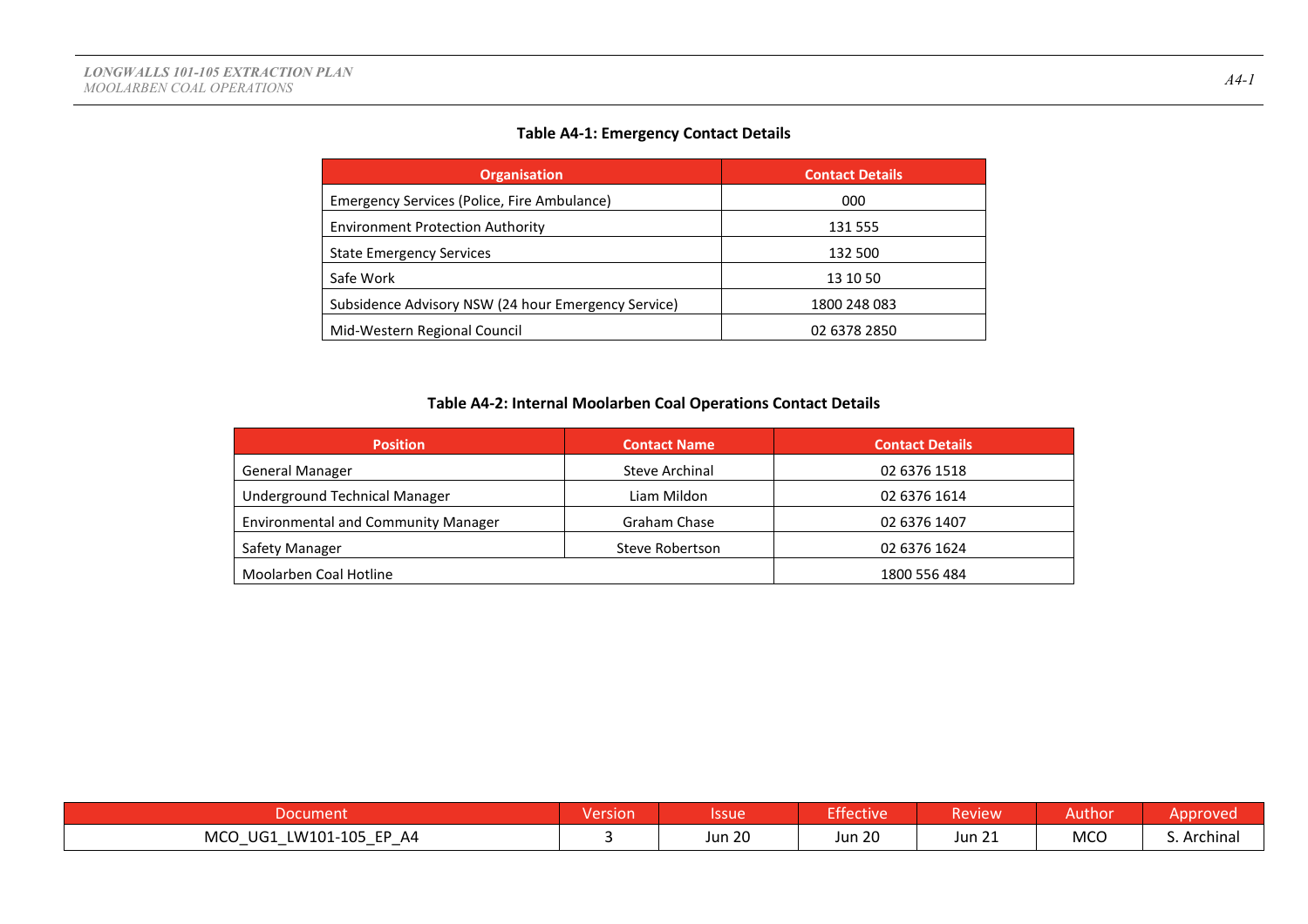**Table A4-1: Emergency Contact Details**

| Organisation | Contact Details |
|---|---|
| Emergency Services (Police, Fire Ambulance) | 000 |
| Environment Protection Authority | 131 555 |
| State Emergency Services | 132 500 |
| Safe Work | 13 10 50 |
| Subsidence Advisory NSW (24 hour Emergency Service) | 1800 248 083 |
| Mid-Western Regional Council | 02 6378 2850 |

**Table A4-2: Internal Moolarben Coal Operations Contact Details**

| Position | Contact Name | Contact Details |
|---|---|---|
| General Manager | Steve Archinal | 02 6376 1518 |
| Underground Technical Manager | Liam Mildon | 02 6376 1614 |
| Environmental and Community Manager | Graham Chase | 02 6376 1407 |
| Safety Manager | Steve Robertson | 02 6376 1624 |
| Moolarben Coal Hotline | | 1800 556 484 |

| Document | Version | Issue | Effective | Review | Author | Approved |
|---|---|---|---|---|---|---|
| MCO_UG1_LW101-105_EP_A4 | 3 | Jun 20 | Jun 20 | Jun 21 | MCO | S. Archinal |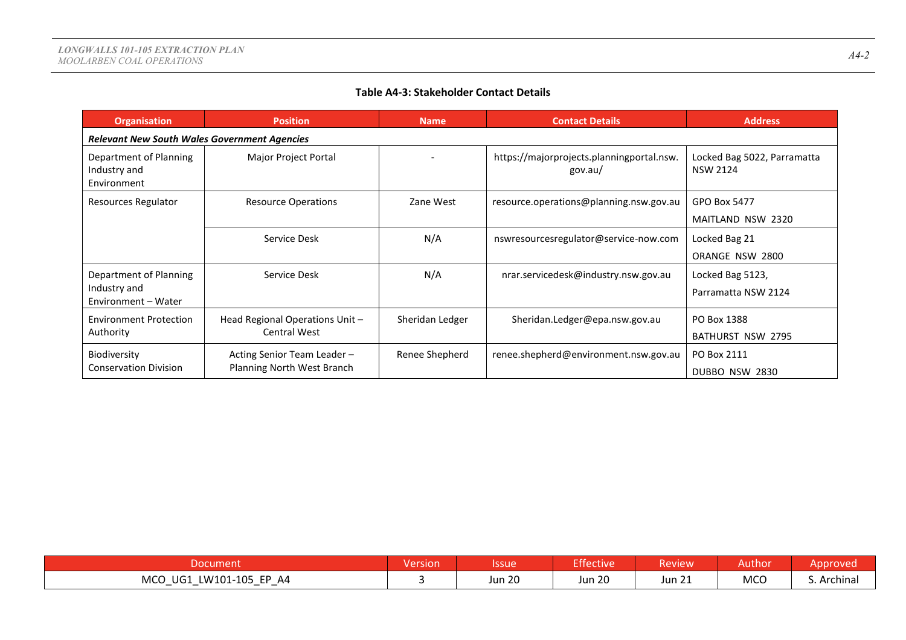**Table A4-3: Stakeholder Contact Details**

| Organisation | Position | Name | Contact Details | Address |
|---|---|---|---|---|
| ***Relevant New South Wales Government Agencies*** | | | | |
| Department of Planning Industry and Environment | Major Project Portal | - | https://majorprojects.planningportal.nsw.gov.au/ | Locked Bag 5022, Parramatta NSW 2124 |
| Resources Regulator | Resource Operations | Zane West | resource.operations@planning.nsw.gov.au | GPO Box 5477 MAITLAND NSW 2320 |
| | Service Desk | N/A | nswresourcesregulator@service-now.com | Locked Bag 21 ORANGE NSW 2800 |
| Department of Planning Industry and Environment – Water | Service Desk | N/A | nrar.servicedesk@industry.nsw.gov.au | Locked Bag 5123, Parramatta NSW 2124 |
| Environment Protection Authority | Head Regional Operations Unit – Central West | Sheridan Ledger | Sheridan.Ledger@epa.nsw.gov.au | PO Box 1388 BATHURST NSW 2795 |
| Biodiversity Conservation Division | Acting Senior Team Leader – Planning North West Branch | Renee Shepherd | renee.shepherd@environment.nsw.gov.au | PO Box 2111 DUBBO NSW 2830 |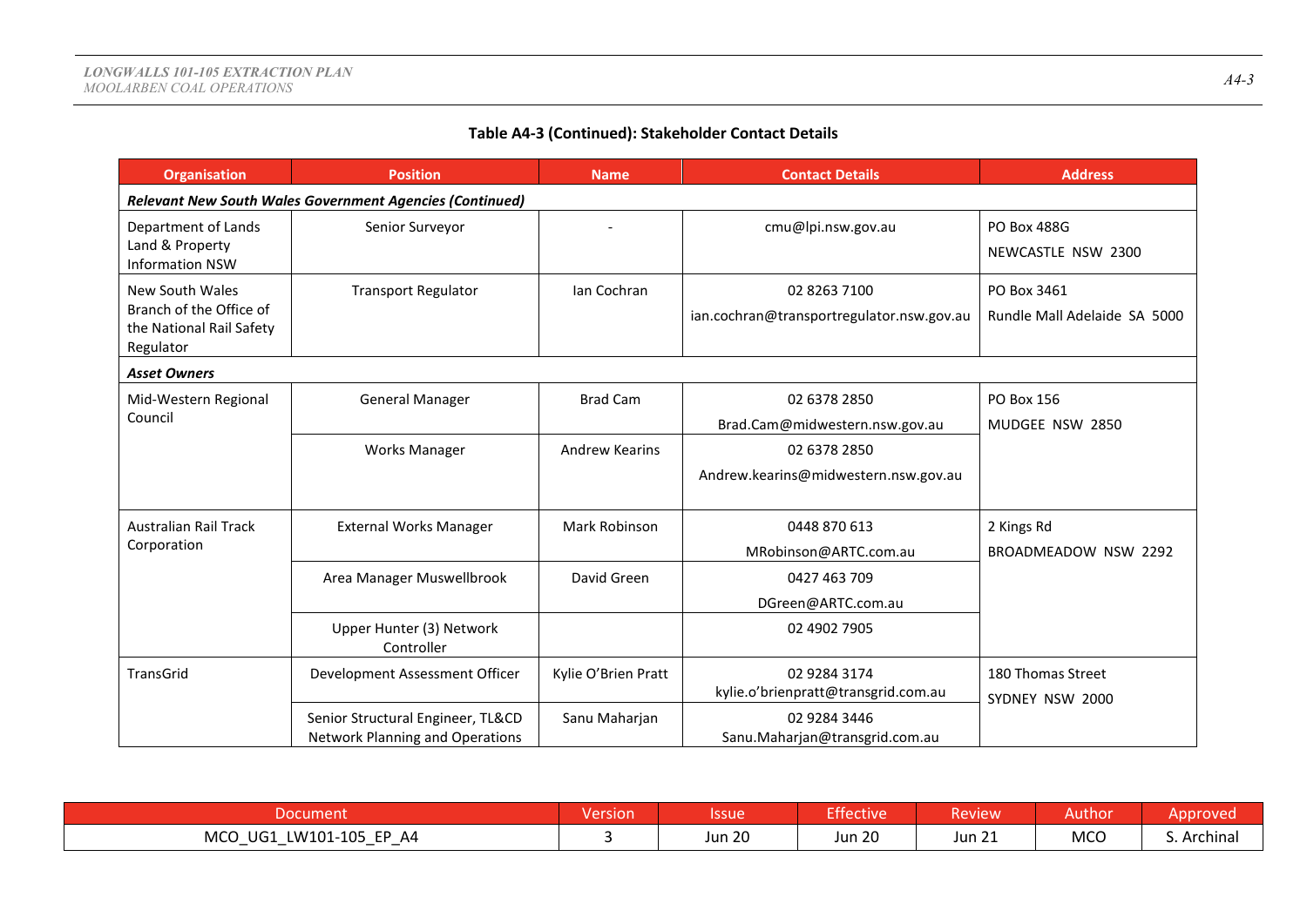**Table A4-3 (Continued): Stakeholder Contact Details**

| Organisation | Position | Name | Contact Details | Address |
|---|---|---|---|---|
| ***Relevant New South Wales Government Agencies (Continued)*** | | | | |
| Department of Lands Land & Property Information NSW | Senior Surveyor | - | cmu@lpi.nsw.gov.au | PO Box 488G NEWCASTLE NSW 2300 |
| New South Wales Branch of the Office of the National Rail Safety Regulator | Transport Regulator | Ian Cochran | 02 8263 7100 ian.cochran@transportregulator.nsw.gov.au | PO Box 3461 Rundle Mall Adelaide SA 5000 |
| ***Asset Owners*** | | | | |
| Mid-Western Regional Council | General Manager | Brad Cam | 02 6378 2850 Brad.Cam@midwestern.nsw.gov.au | PO Box 156 MUDGEE NSW 2850 |
| | Works Manager | Andrew Kearins | 02 6378 2850 Andrew.kearins@midwestern.nsw.gov.au | |
| Australian Rail Track Corporation | External Works Manager | Mark Robinson | 0448 870 613 MRobinson@ARTC.com.au | 2 Kings Rd BROADMEADOW NSW 2292 |
| | Area Manager Muswellbrook | David Green | 0427 463 709 DGreen@ARTC.com.au | |
| | Upper Hunter (3) Network Controller | | 02 4902 7905 | |
| TransGrid | Development Assessment Officer | Kylie O'Brien Pratt | 02 9284 3174 kylie.o'brienpratt@transgrid.com.au | 180 Thomas Street SYDNEY NSW 2000 |
| | Senior Structural Engineer, TL&CD Network Planning and Operations | Sanu Maharjan | 02 9284 3446 Sanu.Maharjan@transgrid.com.au | |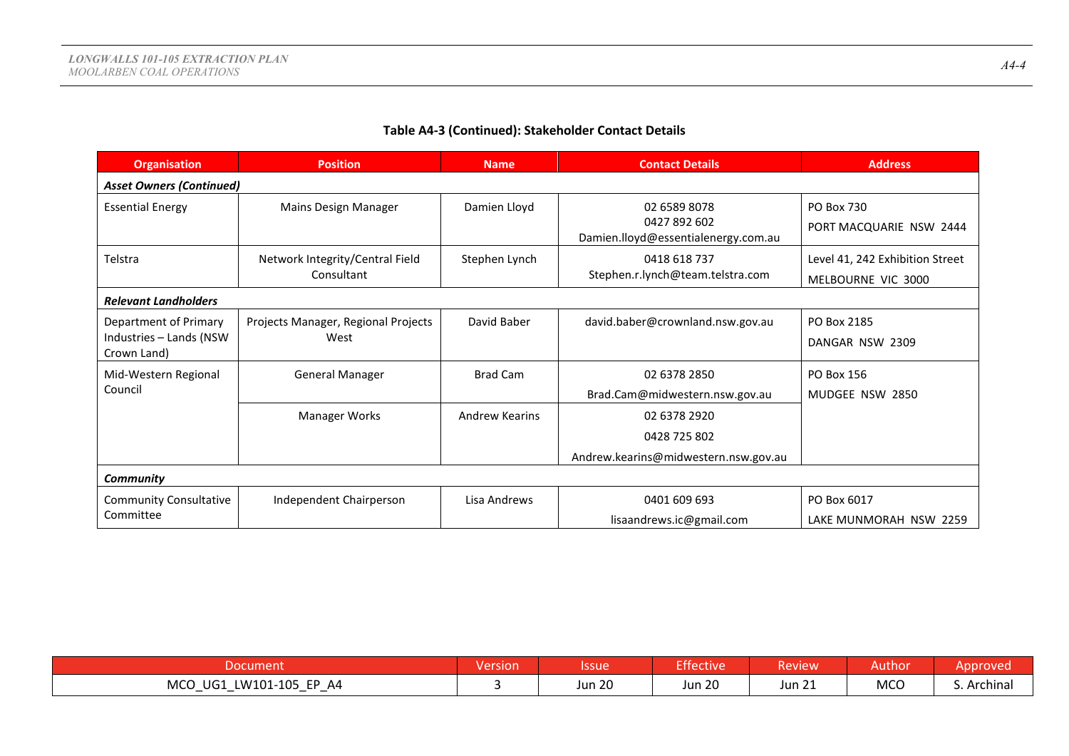**Table A4-3 (Continued): Stakeholder Contact Details**

| Organisation | Position | Name | Contact Details | Address |
|---|---|---|---|---|
| ***Asset Owners (Continued)*** | | | | |
| Essential Energy | Mains Design Manager | Damien Lloyd | 02 6589 8078<br>0427 892 602<br>Damien.lloyd@essentialenergy.com.au | PO Box 730<br>PORT MACQUARIE NSW 2444 |
| Telstra | Network Integrity/Central Field Consultant | Stephen Lynch | 0418 618 737<br>Stephen.r.lynch@team.telstra.com | Level 41, 242 Exhibition Street<br>MELBOURNE VIC 3000 |
| ***Relevant Landholders*** | | | | |
| Department of Primary Industries – Lands (NSW Crown Land) | Projects Manager, Regional Projects West | David Baber | david.baber@crownland.nsw.gov.au | PO Box 2185<br>DANGAR NSW 2309 |
| Mid-Western Regional Council | General Manager | Brad Cam | 02 6378 2850<br>Brad.Cam@midwestern.nsw.gov.au | PO Box 156<br>MUDGEE NSW 2850 |
| | Manager Works | Andrew Kearins | 02 6378 2920<br>0428 725 802<br>Andrew.kearins@midwestern.nsw.gov.au | |
| ***Community*** | | | | |
| Community Consultative Committee | Independent Chairperson | Lisa Andrews | 0401 609 693<br>lisaandrews.ic@gmail.com | PO Box 6017<br>LAKE MUNMORAH NSW 2259 |

| Document | Version | Issue | Effective | Review | Author | Approved |
|---|---|---|---|---|---|---|
| MCO_UG1_LW101-105_EP_A4 | 3 | Jun 20 | Jun 20 | Jun 21 | MCO | S. Archinal |